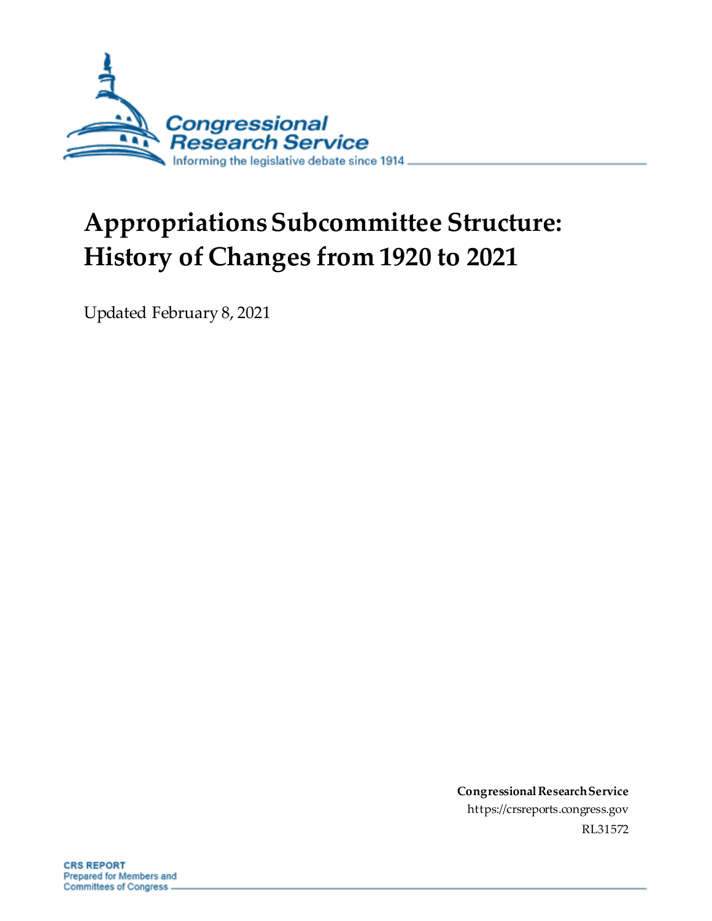# Appropriations Subcommittee Structure: History of Changes from 1920 to 2021

Updated February 8, 2021

**Congressional Research Service**

https://crsreports.congress.gov

RL31572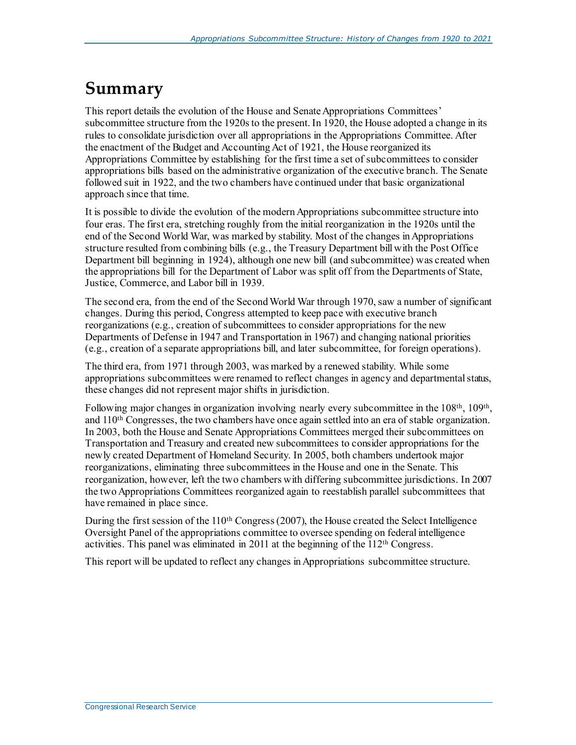# Summary

This report details the evolution of the House and Senate Appropriations Committees' subcommittee structure from the 1920s to the present. In 1920, the House adopted a change in its rules to consolidate jurisdiction over all appropriations in the Appropriations Committee. After the enactment of the Budget and Accounting Act of 1921, the House reorganized its Appropriations Committee by establishing for the first time a set of subcommittees to consider appropriations bills based on the administrative organization of the executive branch. The Senate followed suit in 1922, and the two chambers have continued under that basic organizational approach since that time.

It is possible to divide the evolution of the modern Appropriations subcommittee structure into four eras. The first era, stretching roughly from the initial reorganization in the 1920s until the end of the Second World War, was marked by stability. Most of the changes in Appropriations structure resulted from combining bills (e.g., the Treasury Department bill with the Post Office Department bill beginning in 1924), although one new bill (and subcommittee) was created when the appropriations bill for the Department of Labor was split off from the Departments of State, Justice, Commerce, and Labor bill in 1939.

The second era, from the end of the Second World War through 1970, saw a number of significant changes. During this period, Congress attempted to keep pace with executive branch reorganizations (e.g., creation of subcommittees to consider appropriations for the new Departments of Defense in 1947 and Transportation in 1967) and changing national priorities (e.g., creation of a separate appropriations bill, and later subcommittee, for foreign operations).

The third era, from 1971 through 2003, was marked by a renewed stability. While some appropriations subcommittees were renamed to reflect changes in agency and departmental status, these changes did not represent major shifts in jurisdiction.

Following major changes in organization involving nearly every subcommittee in the 108th, 109th, and 110th Congresses, the two chambers have once again settled into an era of stable organization. In 2003, both the House and Senate Appropriations Committees merged their subcommittees on Transportation and Treasury and created new subcommittees to consider appropriations for the newly created Department of Homeland Security. In 2005, both chambers undertook major reorganizations, eliminating three subcommittees in the House and one in the Senate. This reorganization, however, left the two chambers with differing subcommittee jurisdictions. In 2007 the two Appropriations Committees reorganized again to reestablish parallel subcommittees that have remained in place since.

During the first session of the 110th Congress (2007), the House created the Select Intelligence Oversight Panel of the appropriations committee to oversee spending on federal intelligence activities. This panel was eliminated in 2011 at the beginning of the 112th Congress.

This report will be updated to reflect any changes in Appropriations subcommittee structure.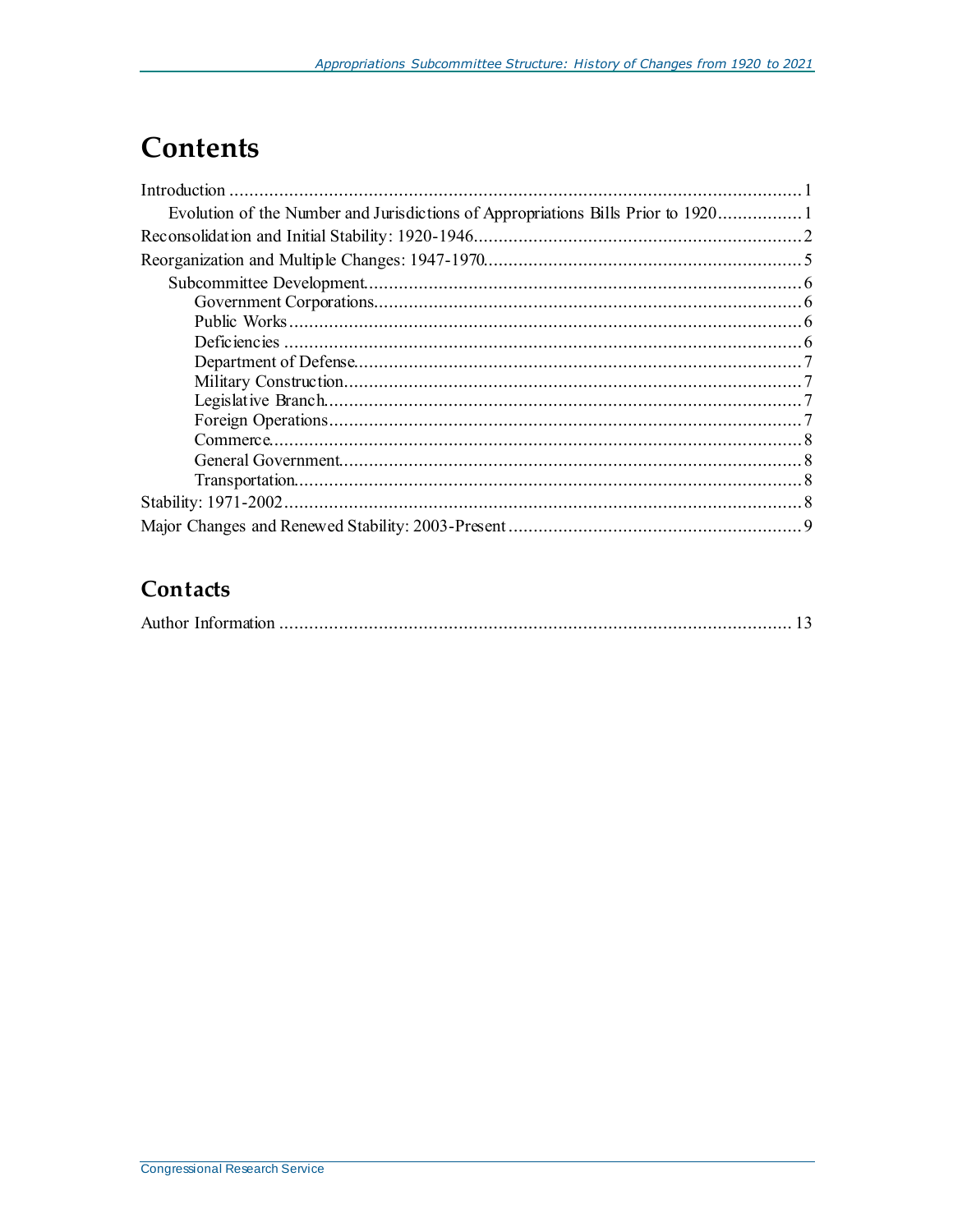# Contents

Introduction ..... 1

- Evolution of the Number and Jurisdictions of Appropriations Bills Prior to 1920 ..... 1

Reconsolidation and Initial Stability: 1920-1946 ..... 2

Reorganization and Multiple Changes: 1947-1970 ..... 5

- Subcommittee Development ..... 6
  - Government Corporations ..... 6
  - Public Works ..... 6
  - Deficiencies ..... 6
  - Department of Defense ..... 7
  - Military Construction ..... 7
  - Legislative Branch ..... 7
  - Foreign Operations ..... 7
  - Commerce ..... 8
  - General Government ..... 8
  - Transportation ..... 8

Stability: 1971-2002 ..... 8

Major Changes and Renewed Stability: 2003-Present ..... 9

## Contacts

Author Information ..... 13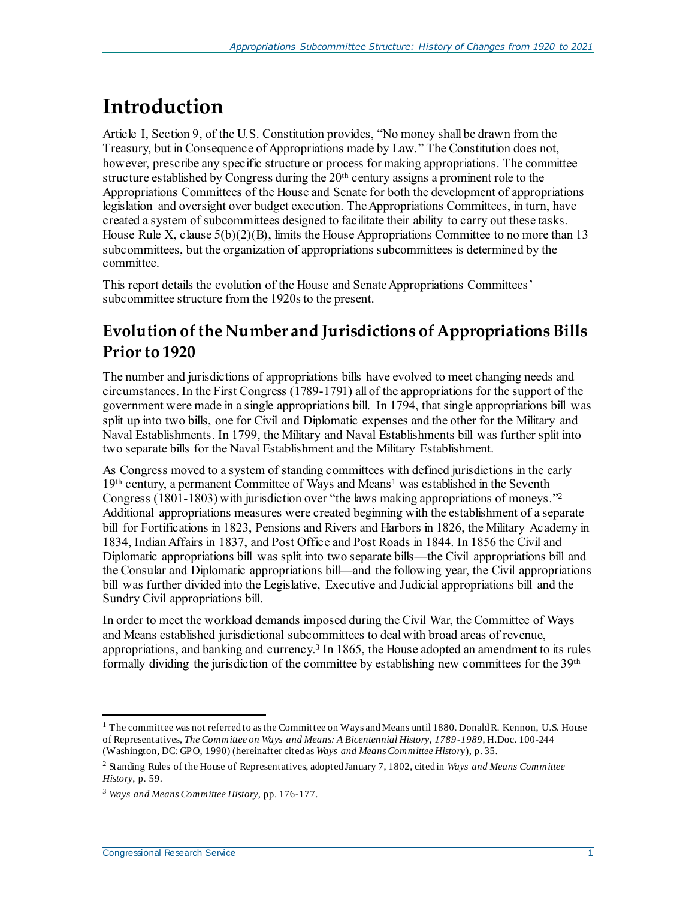# Introduction

Article I, Section 9, of the U.S. Constitution provides, "No money shall be drawn from the Treasury, but in Consequence of Appropriations made by Law." The Constitution does not, however, prescribe any specific structure or process for making appropriations. The committee structure established by Congress during the 20th century assigns a prominent role to the Appropriations Committees of the House and Senate for both the development of appropriations legislation and oversight over budget execution. The Appropriations Committees, in turn, have created a system of subcommittees designed to facilitate their ability to carry out these tasks. House Rule X, clause 5(b)(2)(B), limits the House Appropriations Committee to no more than 13 subcommittees, but the organization of appropriations subcommittees is determined by the committee.

This report details the evolution of the House and Senate Appropriations Committees' subcommittee structure from the 1920s to the present.

## Evolution of the Number and Jurisdictions of Appropriations Bills Prior to 1920

The number and jurisdictions of appropriations bills have evolved to meet changing needs and circumstances. In the First Congress (1789-1791) all of the appropriations for the support of the government were made in a single appropriations bill. In 1794, that single appropriations bill was split up into two bills, one for Civil and Diplomatic expenses and the other for the Military and Naval Establishments. In 1799, the Military and Naval Establishments bill was further split into two separate bills for the Naval Establishment and the Military Establishment.

As Congress moved to a system of standing committees with defined jurisdictions in the early 19th century, a permanent Committee of Ways and Means[1] was established in the Seventh Congress (1801-1803) with jurisdiction over "the laws making appropriations of moneys."[2] Additional appropriations measures were created beginning with the establishment of a separate bill for Fortifications in 1823, Pensions and Rivers and Harbors in 1826, the Military Academy in 1834, Indian Affairs in 1837, and Post Office and Post Roads in 1844. In 1856 the Civil and Diplomatic appropriations bill was split into two separate bills—the Civil appropriations bill and the Consular and Diplomatic appropriations bill—and the following year, the Civil appropriations bill was further divided into the Legislative, Executive and Judicial appropriations bill and the Sundry Civil appropriations bill.

In order to meet the workload demands imposed during the Civil War, the Committee of Ways and Means established jurisdictional subcommittees to deal with broad areas of revenue, appropriations, and banking and currency.[3] In 1865, the House adopted an amendment to its rules formally dividing the jurisdiction of the committee by establishing new committees for the 39th

---

[1] The committee was not referred to as the Committee on Ways and Means until 1880. Donald R. Kennon, U.S. House of Representatives, *The Committee on Ways and Means: A Bicentennial History, 1789-1989*, H.Doc. 100-244 (Washington, DC: GPO, 1990) (hereinafter cited as *Ways and Means Committee History*), p. 35.

[2] Standing Rules of the House of Representatives, adopted January 7, 1802, cited in *Ways and Means Committee History*, p. 59.

[3] *Ways and Means Committee History*, pp. 176-177.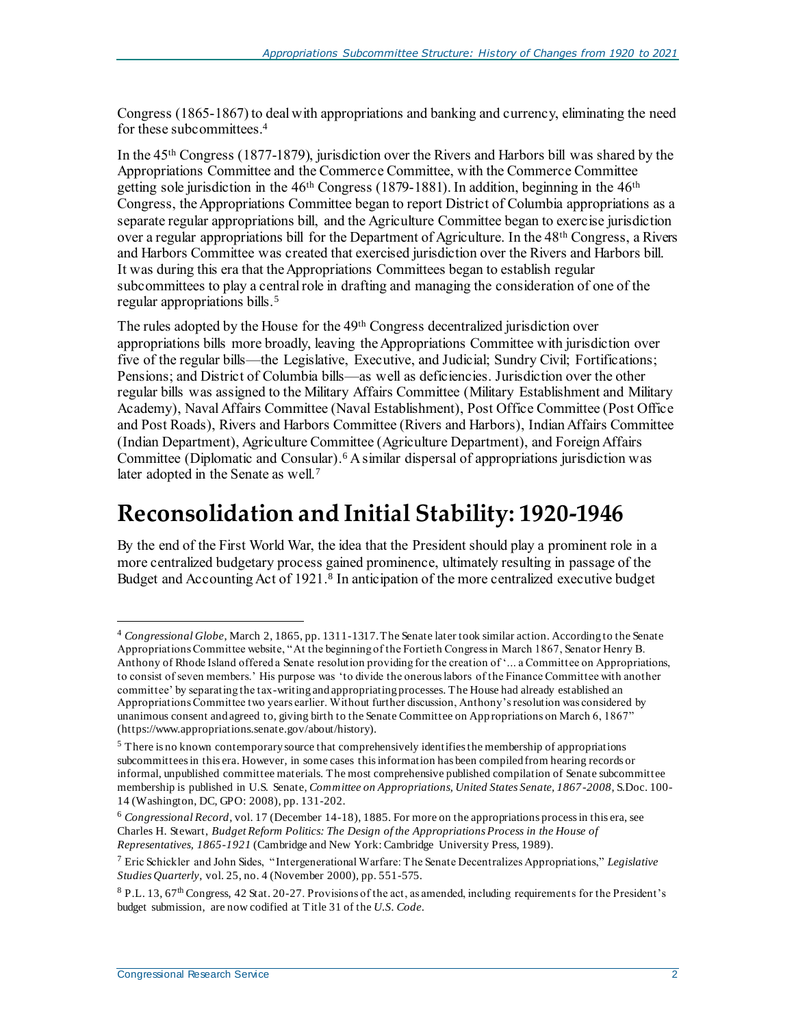Congress (1865-1867) to deal with appropriations and banking and currency, eliminating the need for these subcommittees.[4]

In the 45th Congress (1877-1879), jurisdiction over the Rivers and Harbors bill was shared by the Appropriations Committee and the Commerce Committee, with the Commerce Committee getting sole jurisdiction in the 46th Congress (1879-1881). In addition, beginning in the 46th Congress, the Appropriations Committee began to report District of Columbia appropriations as a separate regular appropriations bill, and the Agriculture Committee began to exercise jurisdiction over a regular appropriations bill for the Department of Agriculture. In the 48th Congress, a Rivers and Harbors Committee was created that exercised jurisdiction over the Rivers and Harbors bill. It was during this era that the Appropriations Committees began to establish regular subcommittees to play a central role in drafting and managing the consideration of one of the regular appropriations bills.[5]

The rules adopted by the House for the 49th Congress decentralized jurisdiction over appropriations bills more broadly, leaving the Appropriations Committee with jurisdiction over five of the regular bills—the Legislative, Executive, and Judicial; Sundry Civil; Fortifications; Pensions; and District of Columbia bills—as well as deficiencies. Jurisdiction over the other regular bills was assigned to the Military Affairs Committee (Military Establishment and Military Academy), Naval Affairs Committee (Naval Establishment), Post Office Committee (Post Office and Post Roads), Rivers and Harbors Committee (Rivers and Harbors), Indian Affairs Committee (Indian Department), Agriculture Committee (Agriculture Department), and Foreign Affairs Committee (Diplomatic and Consular).[6] A similar dispersal of appropriations jurisdiction was later adopted in the Senate as well.[7]

## Reconsolidation and Initial Stability: 1920-1946

By the end of the First World War, the idea that the President should play a prominent role in a more centralized budgetary process gained prominence, ultimately resulting in passage of the Budget and Accounting Act of 1921.[8] In anticipation of the more centralized executive budget

---

[4] *Congressional Globe*, March 2, 1865, pp. 1311-1317. The Senate later took similar action. According to the Senate Appropriations Committee website, "At the beginning of the Fortieth Congress in March 1867, Senator Henry B. Anthony of Rhode Island offered a Senate resolution providing for the creation of '... a Committee on Appropriations, to consist of seven members.' His purpose was 'to divide the onerous labors of the Finance Committee with another committee' by separating the tax-writing and appropriating processes. The House had already established an Appropriations Committee two years earlier. Without further discussion, Anthony's resolution was considered by unanimous consent and agreed to, giving birth to the Senate Committee on Appropriations on March 6, 1867" (https://www.appropriations.senate.gov/about/history).

[5] There is no known contemporary source that comprehensively identifies the membership of appropriations subcommittees in this era. However, in some cases this information has been compiled from hearing records or informal, unpublished committee materials. The most comprehensive published compilation of Senate subcommittee membership is published in U.S. Senate, *Committee on Appropriations, United States Senate, 1867-2008*, S.Doc. 100-14 (Washington, DC, GPO: 2008), pp. 131-202.

[6] *Congressional Record*, vol. 17 (December 14-18), 1885. For more on the appropriations process in this era, see Charles H. Stewart, *Budget Reform Politics: The Design of the Appropriations Process in the House of Representatives, 1865-1921* (Cambridge and New York: Cambridge University Press, 1989).

[7] Eric Schickler and John Sides, "Intergenerational Warfare: The Senate Decentralizes Appropriations," *Legislative Studies Quarterly*, vol. 25, no. 4 (November 2000), pp. 551-575.

[8] P.L. 13, 67th Congress, 42 Stat. 20-27. Provisions of the act, as amended, including requirements for the President's budget submission, are now codified at Title 31 of the *U.S. Code*.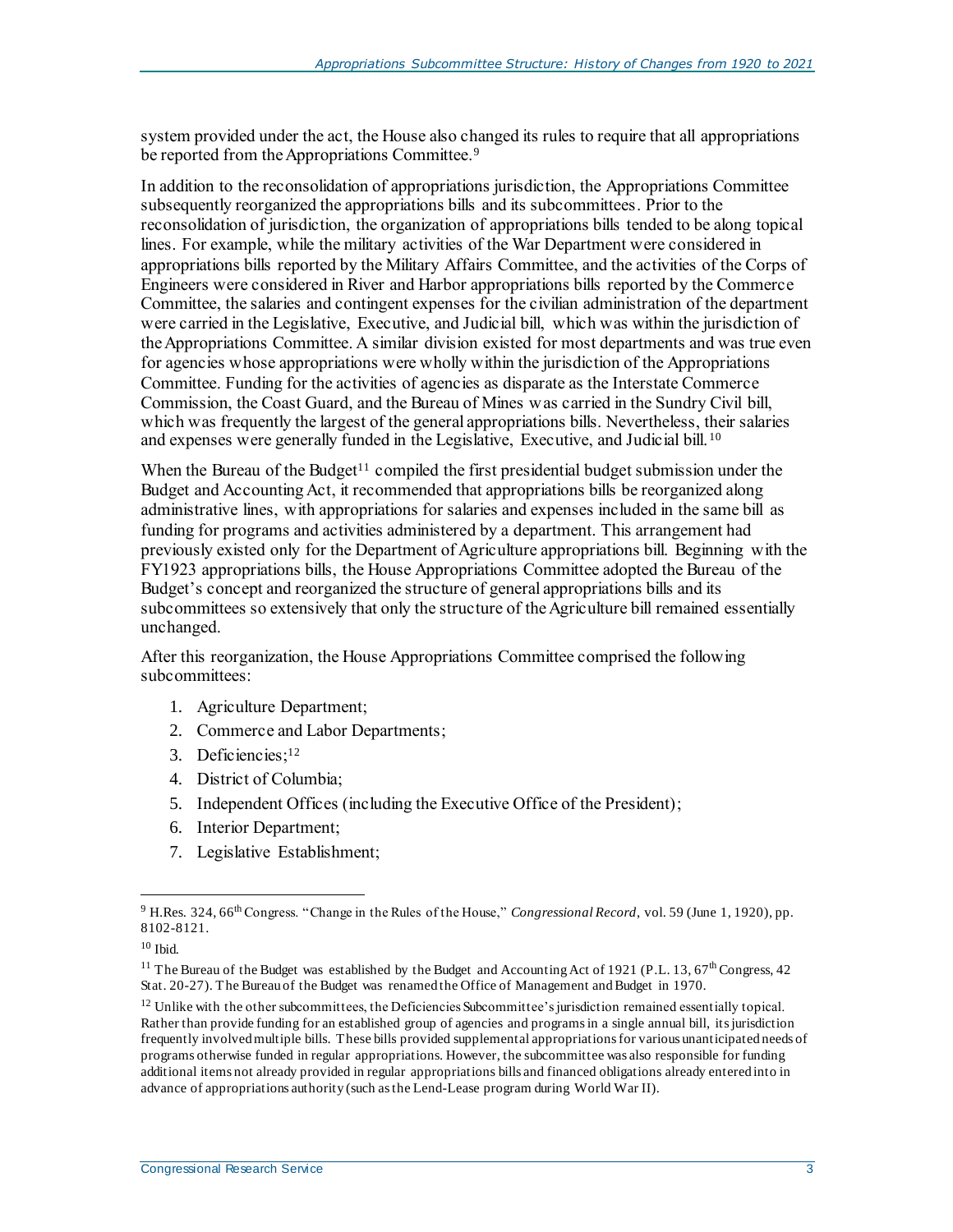system provided under the act, the House also changed its rules to require that all appropriations be reported from the Appropriations Committee.[9]

In addition to the reconsolidation of appropriations jurisdiction, the Appropriations Committee subsequently reorganized the appropriations bills and its subcommittees. Prior to the reconsolidation of jurisdiction, the organization of appropriations bills tended to be along topical lines. For example, while the military activities of the War Department were considered in appropriations bills reported by the Military Affairs Committee, and the activities of the Corps of Engineers were considered in River and Harbor appropriations bills reported by the Commerce Committee, the salaries and contingent expenses for the civilian administration of the department were carried in the Legislative, Executive, and Judicial bill, which was within the jurisdiction of the Appropriations Committee. A similar division existed for most departments and was true even for agencies whose appropriations were wholly within the jurisdiction of the Appropriations Committee. Funding for the activities of agencies as disparate as the Interstate Commerce Commission, the Coast Guard, and the Bureau of Mines was carried in the Sundry Civil bill, which was frequently the largest of the general appropriations bills. Nevertheless, their salaries and expenses were generally funded in the Legislative, Executive, and Judicial bill.[10]

When the Bureau of the Budget[11] compiled the first presidential budget submission under the Budget and Accounting Act, it recommended that appropriations bills be reorganized along administrative lines, with appropriations for salaries and expenses included in the same bill as funding for programs and activities administered by a department. This arrangement had previously existed only for the Department of Agriculture appropriations bill. Beginning with the FY1923 appropriations bills, the House Appropriations Committee adopted the Bureau of the Budget's concept and reorganized the structure of general appropriations bills and its subcommittees so extensively that only the structure of the Agriculture bill remained essentially unchanged.

After this reorganization, the House Appropriations Committee comprised the following subcommittees:

1. Agriculture Department;
2. Commerce and Labor Departments;
3. Deficiencies;[12]
4. District of Columbia;
5. Independent Offices (including the Executive Office of the President);
6. Interior Department;
7. Legislative Establishment;

---

[9] H.Res. 324, 66th Congress. "Change in the Rules of the House," *Congressional Record*, vol. 59 (June 1, 1920), pp. 8102-8121.

[10] Ibid.

[11] The Bureau of the Budget was established by the Budget and Accounting Act of 1921 (P.L. 13, 67th Congress, 42 Stat. 20-27). The Bureau of the Budget was renamed the Office of Management and Budget in 1970.

[12] Unlike with the other subcommittees, the Deficiencies Subcommittee's jurisdiction remained essentially topical. Rather than provide funding for an established group of agencies and programs in a single annual bill, its jurisdiction frequently involved multiple bills. These bills provided supplemental appropriations for various unanticipated needs of programs otherwise funded in regular appropriations. However, the subcommittee was also responsible for funding additional items not already provided in regular appropriations bills and financed obligations already entered into in advance of appropriations authority (such as the Lend-Lease program during World War II).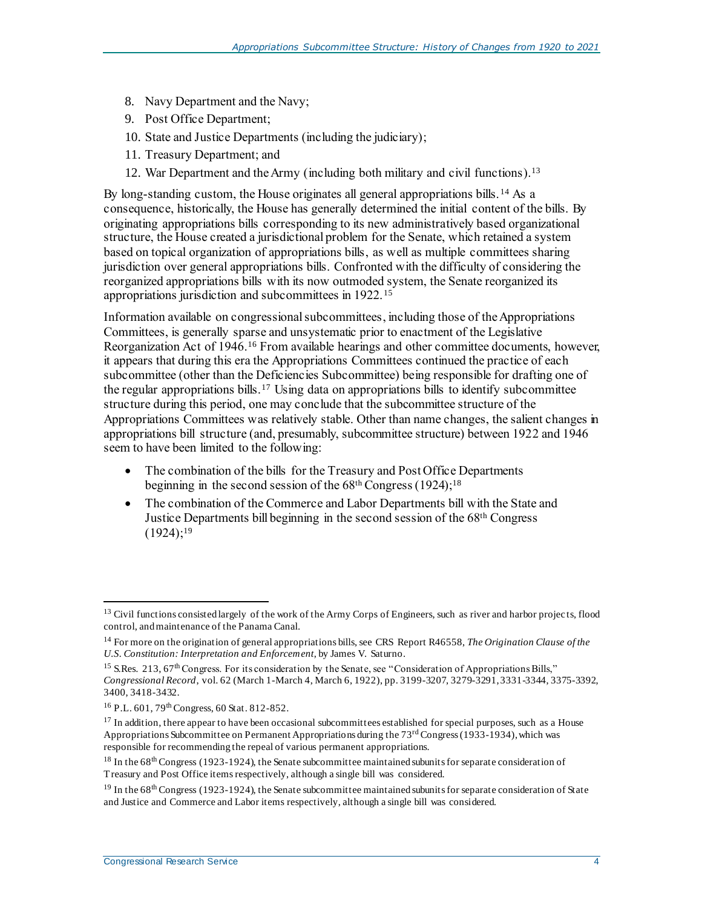8. Navy Department and the Navy;
9. Post Office Department;
10. State and Justice Departments (including the judiciary);
11. Treasury Department; and
12. War Department and the Army (including both military and civil functions).[13]

By long-standing custom, the House originates all general appropriations bills.[14] As a consequence, historically, the House has generally determined the initial content of the bills. By originating appropriations bills corresponding to its new administratively based organizational structure, the House created a jurisdictional problem for the Senate, which retained a system based on topical organization of appropriations bills, as well as multiple committees sharing jurisdiction over general appropriations bills. Confronted with the difficulty of considering the reorganized appropriations bills with its now outmoded system, the Senate reorganized its appropriations jurisdiction and subcommittees in 1922.[15]

Information available on congressional subcommittees, including those of the Appropriations Committees, is generally sparse and unsystematic prior to enactment of the Legislative Reorganization Act of 1946.[16] From available hearings and other committee documents, however, it appears that during this era the Appropriations Committees continued the practice of each subcommittee (other than the Deficiencies Subcommittee) being responsible for drafting one of the regular appropriations bills.[17] Using data on appropriations bills to identify subcommittee structure during this period, one may conclude that the subcommittee structure of the Appropriations Committees was relatively stable. Other than name changes, the salient changes in appropriations bill structure (and, presumably, subcommittee structure) between 1922 and 1946 seem to have been limited to the following:

- The combination of the bills for the Treasury and Post Office Departments beginning in the second session of the 68th Congress (1924);[18]
- The combination of the Commerce and Labor Departments bill with the State and Justice Departments bill beginning in the second session of the 68th Congress (1924);[19]

---

[13] Civil functions consisted largely of the work of the Army Corps of Engineers, such as river and harbor projects, flood control, and maintenance of the Panama Canal.

[14] For more on the origination of general appropriations bills, see CRS Report R46558, *The Origination Clause of the U.S. Constitution: Interpretation and Enforcement*, by James V. Saturno.

[15] S.Res. 213, 67th Congress. For its consideration by the Senate, see "Consideration of Appropriations Bills," *Congressional Record*, vol. 62 (March 1-March 4, March 6, 1922), pp. 3199-3207, 3279-3291, 3331-3344, 3375-3392, 3400, 3418-3432.

[16] P.L. 601, 79th Congress, 60 Stat. 812-852.

[17] In addition, there appear to have been occasional subcommittees established for special purposes, such as a House Appropriations Subcommittee on Permanent Appropriations during the 73rd Congress (1933-1934), which was responsible for recommending the repeal of various permanent appropriations.

[18] In the 68th Congress (1923-1924), the Senate subcommittee maintained subunits for separate consideration of Treasury and Post Office items respectively, although a single bill was considered.

[19] In the 68th Congress (1923-1924), the Senate subcommittee maintained subunits for separate consideration of State and Justice and Commerce and Labor items respectively, although a single bill was considered.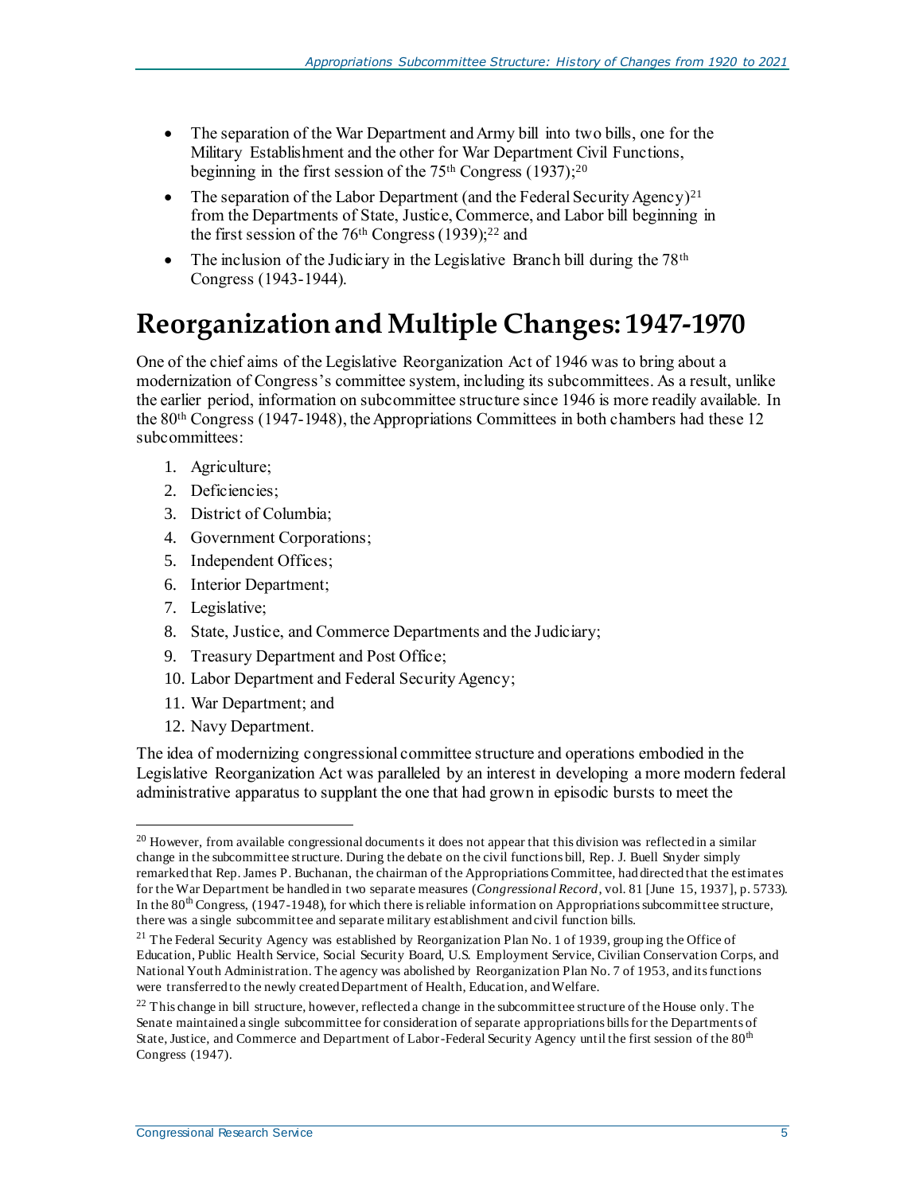- The separation of the War Department and Army bill into two bills, one for the Military Establishment and the other for War Department Civil Functions, beginning in the first session of the 75th Congress (1937);[20]
- The separation of the Labor Department (and the Federal Security Agency)[21] from the Departments of State, Justice, Commerce, and Labor bill beginning in the first session of the 76th Congress (1939);[22] and
- The inclusion of the Judiciary in the Legislative Branch bill during the 78th Congress (1943-1944).

# Reorganization and Multiple Changes: 1947-1970

One of the chief aims of the Legislative Reorganization Act of 1946 was to bring about a modernization of Congress's committee system, including its subcommittees. As a result, unlike the earlier period, information on subcommittee structure since 1946 is more readily available. In the 80th Congress (1947-1948), the Appropriations Committees in both chambers had these 12 subcommittees:

1. Agriculture;
2. Deficiencies;
3. District of Columbia;
4. Government Corporations;
5. Independent Offices;
6. Interior Department;
7. Legislative;
8. State, Justice, and Commerce Departments and the Judiciary;
9. Treasury Department and Post Office;
10. Labor Department and Federal Security Agency;
11. War Department; and
12. Navy Department.

The idea of modernizing congressional committee structure and operations embodied in the Legislative Reorganization Act was paralleled by an interest in developing a more modern federal administrative apparatus to supplant the one that had grown in episodic bursts to meet the

---

[20] However, from available congressional documents it does not appear that this division was reflected in a similar change in the subcommittee structure. During the debate on the civil functions bill, Rep. J. Buell Snyder simply remarked that Rep. James P. Buchanan, the chairman of the Appropriations Committee, had directed that the estimates for the War Department be handled in two separate measures (*Congressional Record*, vol. 81 [June 15, 1937], p. 5733). In the 80th Congress, (1947-1948), for which there is reliable information on Appropriations subcommittee structure, there was a single subcommittee and separate military establishment and civil function bills.

[21] The Federal Security Agency was established by Reorganization Plan No. 1 of 1939, grouping the Office of Education, Public Health Service, Social Security Board, U.S. Employment Service, Civilian Conservation Corps, and National Youth Administration. The agency was abolished by Reorganization Plan No. 7 of 1953, and its functions were transferred to the newly created Department of Health, Education, and Welfare.

[22] This change in bill structure, however, reflected a change in the subcommittee structure of the House only. The Senate maintained a single subcommittee for consideration of separate appropriations bills for the Departments of State, Justice, and Commerce and Department of Labor-Federal Security Agency until the first session of the 80th Congress (1947).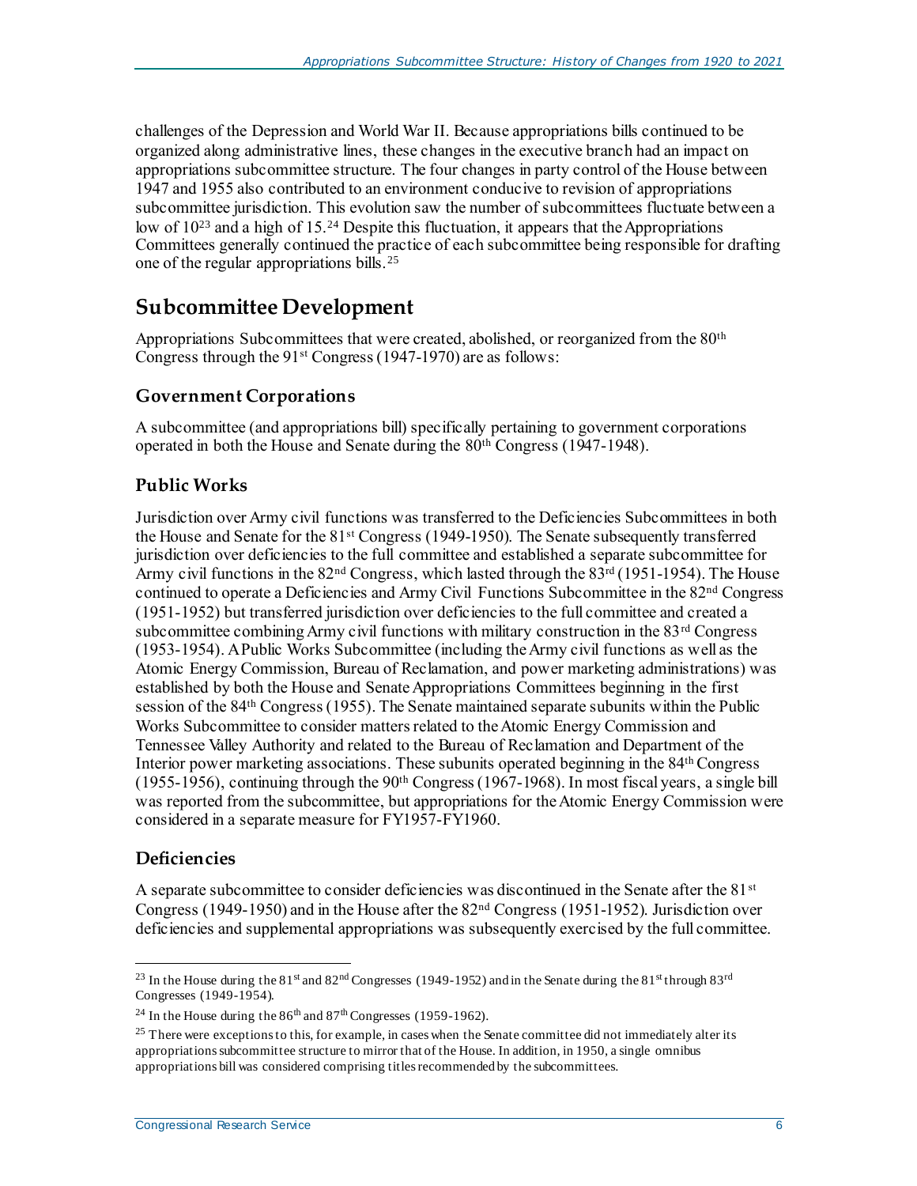challenges of the Depression and World War II. Because appropriations bills continued to be organized along administrative lines, these changes in the executive branch had an impact on appropriations subcommittee structure. The four changes in party control of the House between 1947 and 1955 also contributed to an environment conducive to revision of appropriations subcommittee jurisdiction. This evolution saw the number of subcommittees fluctuate between a low of 10[23] and a high of 15.[24] Despite this fluctuation, it appears that the Appropriations Committees generally continued the practice of each subcommittee being responsible for drafting one of the regular appropriations bills.[25]

## Subcommittee Development

Appropriations Subcommittees that were created, abolished, or reorganized from the 80th Congress through the 91st Congress (1947-1970) are as follows:

### Government Corporations

A subcommittee (and appropriations bill) specifically pertaining to government corporations operated in both the House and Senate during the 80th Congress (1947-1948).

### Public Works

Jurisdiction over Army civil functions was transferred to the Deficiencies Subcommittees in both the House and Senate for the 81st Congress (1949-1950). The Senate subsequently transferred jurisdiction over deficiencies to the full committee and established a separate subcommittee for Army civil functions in the 82nd Congress, which lasted through the 83rd (1951-1954). The House continued to operate a Deficiencies and Army Civil Functions Subcommittee in the 82nd Congress (1951-1952) but transferred jurisdiction over deficiencies to the full committee and created a subcommittee combining Army civil functions with military construction in the 83rd Congress (1953-1954). A Public Works Subcommittee (including the Army civil functions as well as the Atomic Energy Commission, Bureau of Reclamation, and power marketing administrations) was established by both the House and Senate Appropriations Committees beginning in the first session of the 84th Congress (1955). The Senate maintained separate subunits within the Public Works Subcommittee to consider matters related to the Atomic Energy Commission and Tennessee Valley Authority and related to the Bureau of Reclamation and Department of the Interior power marketing associations. These subunits operated beginning in the 84th Congress (1955-1956), continuing through the 90th Congress (1967-1968). In most fiscal years, a single bill was reported from the subcommittee, but appropriations for the Atomic Energy Commission were considered in a separate measure for FY1957-FY1960.

### Deficiencies

A separate subcommittee to consider deficiencies was discontinued in the Senate after the 81st Congress (1949-1950) and in the House after the 82nd Congress (1951-1952). Jurisdiction over deficiencies and supplemental appropriations was subsequently exercised by the full committee.

---

[23] In the House during the 81st and 82nd Congresses (1949-1952) and in the Senate during the 81st through 83rd Congresses (1949-1954).

[24] In the House during the 86th and 87th Congresses (1959-1962).

[25] There were exceptions to this, for example, in cases when the Senate committee did not immediately alter its appropriations subcommittee structure to mirror that of the House. In addition, in 1950, a single omnibus appropriations bill was considered comprising titles recommended by the subcommittees.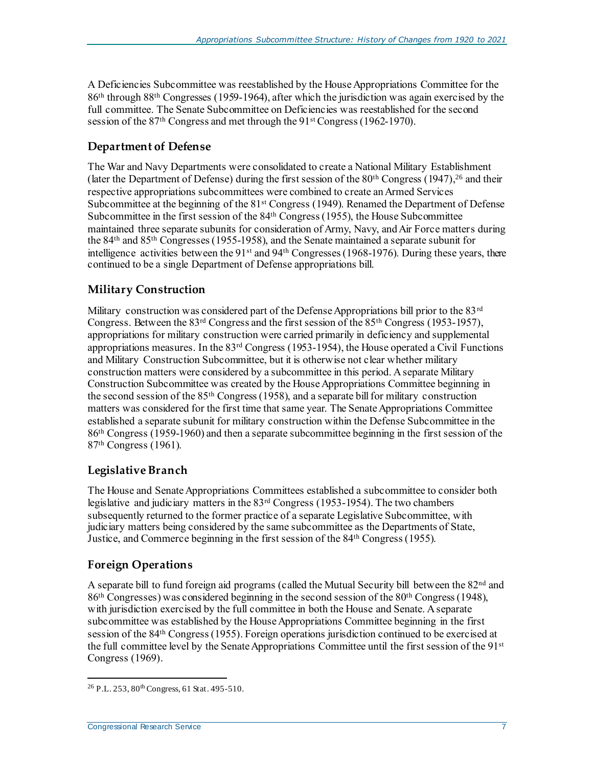A Deficiencies Subcommittee was reestablished by the House Appropriations Committee for the 86th through 88th Congresses (1959-1964), after which the jurisdiction was again exercised by the full committee. The Senate Subcommittee on Deficiencies was reestablished for the second session of the 87th Congress and met through the 91st Congress (1962-1970).

## Department of Defense

The War and Navy Departments were consolidated to create a National Military Establishment (later the Department of Defense) during the first session of the 80th Congress (1947),[26] and their respective appropriations subcommittees were combined to create an Armed Services Subcommittee at the beginning of the 81st Congress (1949). Renamed the Department of Defense Subcommittee in the first session of the 84th Congress (1955), the House Subcommittee maintained three separate subunits for consideration of Army, Navy, and Air Force matters during the 84th and 85th Congresses (1955-1958), and the Senate maintained a separate subunit for intelligence activities between the 91st and 94th Congresses (1968-1976). During these years, there continued to be a single Department of Defense appropriations bill.

## Military Construction

Military construction was considered part of the Defense Appropriations bill prior to the 83rd Congress. Between the 83rd Congress and the first session of the 85th Congress (1953-1957), appropriations for military construction were carried primarily in deficiency and supplemental appropriations measures. In the 83rd Congress (1953-1954), the House operated a Civil Functions and Military Construction Subcommittee, but it is otherwise not clear whether military construction matters were considered by a subcommittee in this period. A separate Military Construction Subcommittee was created by the House Appropriations Committee beginning in the second session of the 85th Congress (1958), and a separate bill for military construction matters was considered for the first time that same year. The Senate Appropriations Committee established a separate subunit for military construction within the Defense Subcommittee in the 86th Congress (1959-1960) and then a separate subcommittee beginning in the first session of the 87th Congress (1961).

## Legislative Branch

The House and Senate Appropriations Committees established a subcommittee to consider both legislative and judiciary matters in the 83rd Congress (1953-1954). The two chambers subsequently returned to the former practice of a separate Legislative Subcommittee, with judiciary matters being considered by the same subcommittee as the Departments of State, Justice, and Commerce beginning in the first session of the 84th Congress (1955).

## Foreign Operations

A separate bill to fund foreign aid programs (called the Mutual Security bill between the 82nd and 86th Congresses) was considered beginning in the second session of the 80th Congress (1948), with jurisdiction exercised by the full committee in both the House and Senate. A separate subcommittee was established by the House Appropriations Committee beginning in the first session of the 84th Congress (1955). Foreign operations jurisdiction continued to be exercised at the full committee level by the Senate Appropriations Committee until the first session of the 91st Congress (1969).

---

[26] P.L. 253, 80th Congress, 61 Stat. 495-510.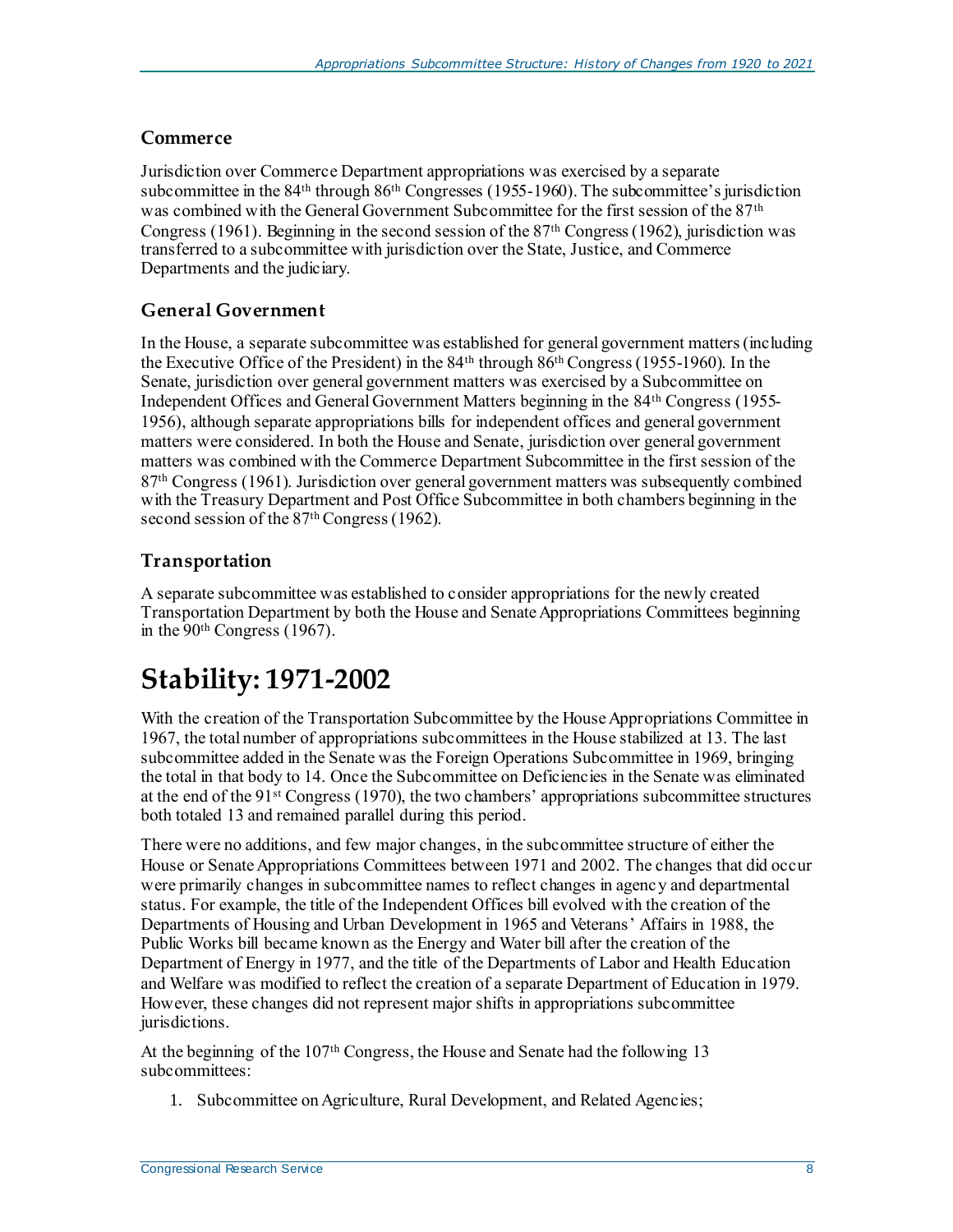### Commerce

Jurisdiction over Commerce Department appropriations was exercised by a separate subcommittee in the 84th through 86th Congresses (1955-1960). The subcommittee's jurisdiction was combined with the General Government Subcommittee for the first session of the 87th Congress (1961). Beginning in the second session of the 87th Congress (1962), jurisdiction was transferred to a subcommittee with jurisdiction over the State, Justice, and Commerce Departments and the judiciary.

### General Government

In the House, a separate subcommittee was established for general government matters (including the Executive Office of the President) in the 84th through 86th Congress (1955-1960). In the Senate, jurisdiction over general government matters was exercised by a Subcommittee on Independent Offices and General Government Matters beginning in the 84th Congress (1955-1956), although separate appropriations bills for independent offices and general government matters were considered. In both the House and Senate, jurisdiction over general government matters was combined with the Commerce Department Subcommittee in the first session of the 87th Congress (1961). Jurisdiction over general government matters was subsequently combined with the Treasury Department and Post Office Subcommittee in both chambers beginning in the second session of the 87th Congress (1962).

### Transportation

A separate subcommittee was established to consider appropriations for the newly created Transportation Department by both the House and Senate Appropriations Committees beginning in the 90th Congress (1967).

# Stability: 1971-2002

With the creation of the Transportation Subcommittee by the House Appropriations Committee in 1967, the total number of appropriations subcommittees in the House stabilized at 13. The last subcommittee added in the Senate was the Foreign Operations Subcommittee in 1969, bringing the total in that body to 14. Once the Subcommittee on Deficiencies in the Senate was eliminated at the end of the 91st Congress (1970), the two chambers' appropriations subcommittee structures both totaled 13 and remained parallel during this period.

There were no additions, and few major changes, in the subcommittee structure of either the House or Senate Appropriations Committees between 1971 and 2002. The changes that did occur were primarily changes in subcommittee names to reflect changes in agency and departmental status. For example, the title of the Independent Offices bill evolved with the creation of the Departments of Housing and Urban Development in 1965 and Veterans' Affairs in 1988, the Public Works bill became known as the Energy and Water bill after the creation of the Department of Energy in 1977, and the title of the Departments of Labor and Health Education and Welfare was modified to reflect the creation of a separate Department of Education in 1979. However, these changes did not represent major shifts in appropriations subcommittee jurisdictions.

At the beginning of the 107th Congress, the House and Senate had the following 13 subcommittees:

1. Subcommittee on Agriculture, Rural Development, and Related Agencies;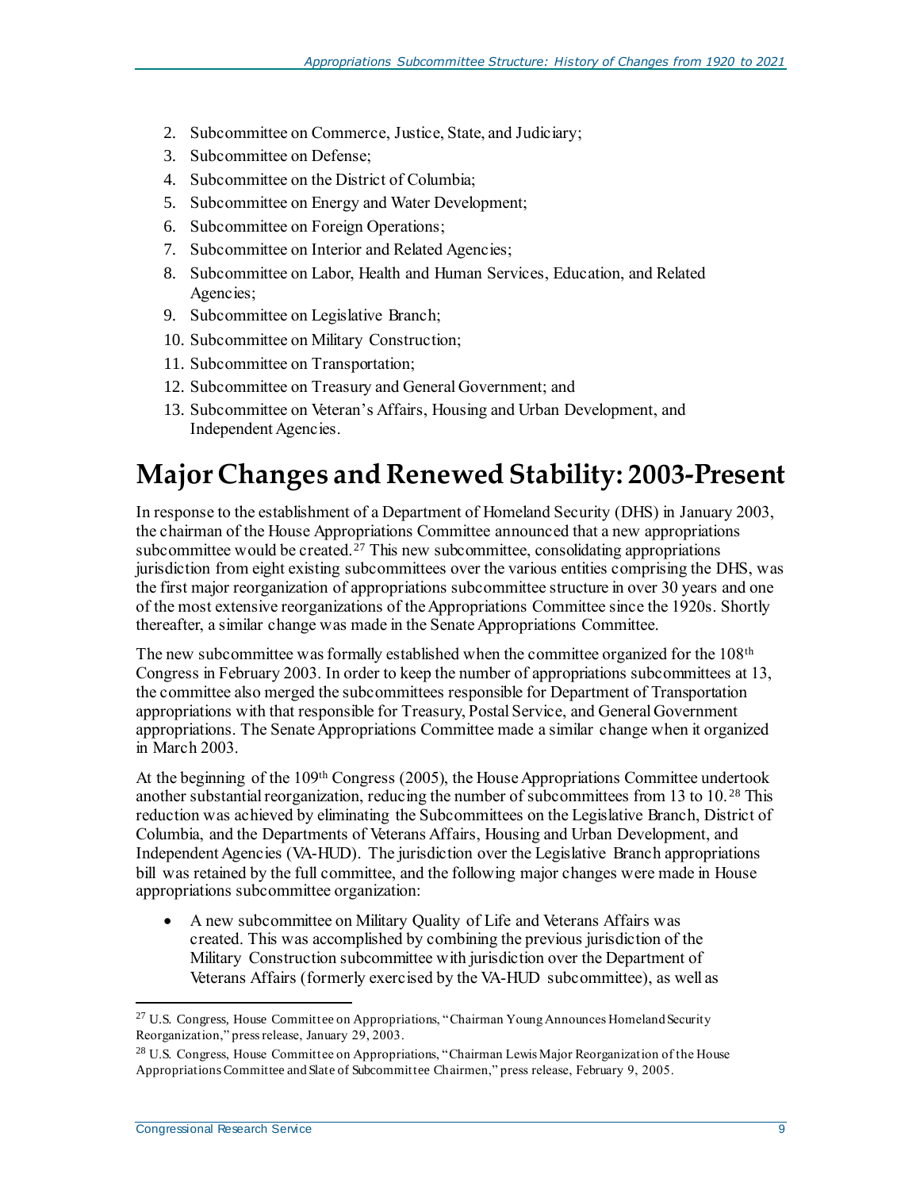2. Subcommittee on Commerce, Justice, State, and Judiciary;
3. Subcommittee on Defense;
4. Subcommittee on the District of Columbia;
5. Subcommittee on Energy and Water Development;
6. Subcommittee on Foreign Operations;
7. Subcommittee on Interior and Related Agencies;
8. Subcommittee on Labor, Health and Human Services, Education, and Related Agencies;
9. Subcommittee on Legislative Branch;
10. Subcommittee on Military Construction;
11. Subcommittee on Transportation;
12. Subcommittee on Treasury and General Government; and
13. Subcommittee on Veteran's Affairs, Housing and Urban Development, and Independent Agencies.

# Major Changes and Renewed Stability: 2003-Present

In response to the establishment of a Department of Homeland Security (DHS) in January 2003, the chairman of the House Appropriations Committee announced that a new appropriations subcommittee would be created.[27] This new subcommittee, consolidating appropriations jurisdiction from eight existing subcommittees over the various entities comprising the DHS, was the first major reorganization of appropriations subcommittee structure in over 30 years and one of the most extensive reorganizations of the Appropriations Committee since the 1920s. Shortly thereafter, a similar change was made in the Senate Appropriations Committee.

The new subcommittee was formally established when the committee organized for the 108th Congress in February 2003. In order to keep the number of appropriations subcommittees at 13, the committee also merged the subcommittees responsible for Department of Transportation appropriations with that responsible for Treasury, Postal Service, and General Government appropriations. The Senate Appropriations Committee made a similar change when it organized in March 2003.

At the beginning of the 109th Congress (2005), the House Appropriations Committee undertook another substantial reorganization, reducing the number of subcommittees from 13 to 10.[28] This reduction was achieved by eliminating the Subcommittees on the Legislative Branch, District of Columbia, and the Departments of Veterans Affairs, Housing and Urban Development, and Independent Agencies (VA-HUD). The jurisdiction over the Legislative Branch appropriations bill was retained by the full committee, and the following major changes were made in House appropriations subcommittee organization:

- A new subcommittee on Military Quality of Life and Veterans Affairs was created. This was accomplished by combining the previous jurisdiction of the Military Construction subcommittee with jurisdiction over the Department of Veterans Affairs (formerly exercised by the VA-HUD subcommittee), as well as

---

[27] U.S. Congress, House Committee on Appropriations, "Chairman Young Announces Homeland Security Reorganization," press release, January 29, 2003.

[28] U.S. Congress, House Committee on Appropriations, "Chairman Lewis Major Reorganization of the House Appropriations Committee and Slate of Subcommittee Chairmen," press release, February 9, 2005.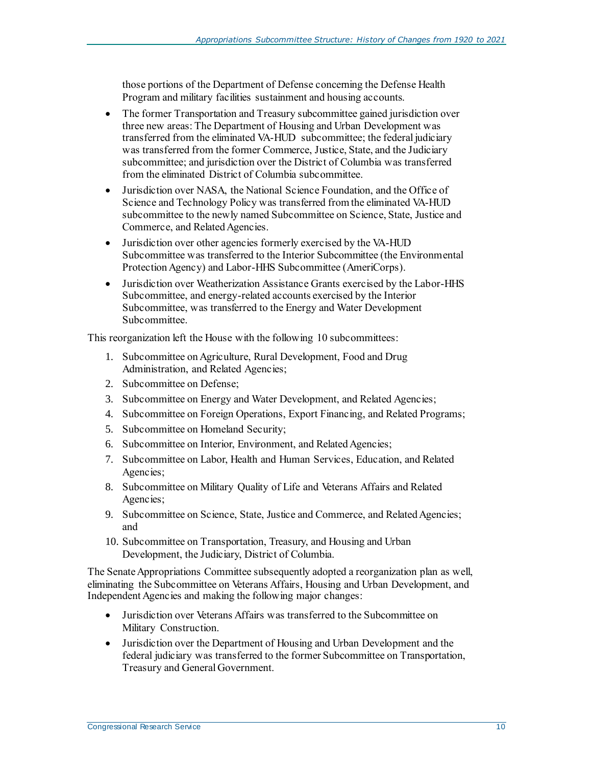those portions of the Department of Defense concerning the Defense Health Program and military facilities sustainment and housing accounts.

- The former Transportation and Treasury subcommittee gained jurisdiction over three new areas: The Department of Housing and Urban Development was transferred from the eliminated VA-HUD subcommittee; the federal judiciary was transferred from the former Commerce, Justice, State, and the Judiciary subcommittee; and jurisdiction over the District of Columbia was transferred from the eliminated District of Columbia subcommittee.
- Jurisdiction over NASA, the National Science Foundation, and the Office of Science and Technology Policy was transferred from the eliminated VA-HUD subcommittee to the newly named Subcommittee on Science, State, Justice and Commerce, and Related Agencies.
- Jurisdiction over other agencies formerly exercised by the VA-HUD Subcommittee was transferred to the Interior Subcommittee (the Environmental Protection Agency) and Labor-HHS Subcommittee (AmeriCorps).
- Jurisdiction over Weatherization Assistance Grants exercised by the Labor-HHS Subcommittee, and energy-related accounts exercised by the Interior Subcommittee, was transferred to the Energy and Water Development Subcommittee.

This reorganization left the House with the following 10 subcommittees:

1. Subcommittee on Agriculture, Rural Development, Food and Drug Administration, and Related Agencies;
2. Subcommittee on Defense;
3. Subcommittee on Energy and Water Development, and Related Agencies;
4. Subcommittee on Foreign Operations, Export Financing, and Related Programs;
5. Subcommittee on Homeland Security;
6. Subcommittee on Interior, Environment, and Related Agencies;
7. Subcommittee on Labor, Health and Human Services, Education, and Related Agencies;
8. Subcommittee on Military Quality of Life and Veterans Affairs and Related Agencies;
9. Subcommittee on Science, State, Justice and Commerce, and Related Agencies; and
10. Subcommittee on Transportation, Treasury, and Housing and Urban Development, the Judiciary, District of Columbia.

The Senate Appropriations Committee subsequently adopted a reorganization plan as well, eliminating the Subcommittee on Veterans Affairs, Housing and Urban Development, and Independent Agencies and making the following major changes:

- Jurisdiction over Veterans Affairs was transferred to the Subcommittee on Military Construction.
- Jurisdiction over the Department of Housing and Urban Development and the federal judiciary was transferred to the former Subcommittee on Transportation, Treasury and General Government.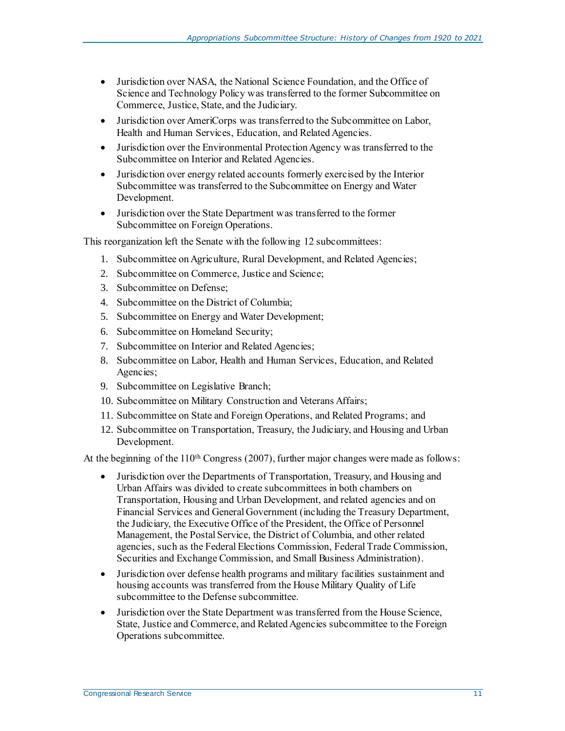- Jurisdiction over NASA, the National Science Foundation, and the Office of Science and Technology Policy was transferred to the former Subcommittee on Commerce, Justice, State, and the Judiciary.
- Jurisdiction over AmeriCorps was transferred to the Subcommittee on Labor, Health and Human Services, Education, and Related Agencies.
- Jurisdiction over the Environmental Protection Agency was transferred to the Subcommittee on Interior and Related Agencies.
- Jurisdiction over energy related accounts formerly exercised by the Interior Subcommittee was transferred to the Subcommittee on Energy and Water Development.
- Jurisdiction over the State Department was transferred to the former Subcommittee on Foreign Operations.

This reorganization left the Senate with the following 12 subcommittees:

1. Subcommittee on Agriculture, Rural Development, and Related Agencies;
2. Subcommittee on Commerce, Justice and Science;
3. Subcommittee on Defense;
4. Subcommittee on the District of Columbia;
5. Subcommittee on Energy and Water Development;
6. Subcommittee on Homeland Security;
7. Subcommittee on Interior and Related Agencies;
8. Subcommittee on Labor, Health and Human Services, Education, and Related Agencies;
9. Subcommittee on Legislative Branch;
10. Subcommittee on Military Construction and Veterans Affairs;
11. Subcommittee on State and Foreign Operations, and Related Programs; and
12. Subcommittee on Transportation, Treasury, the Judiciary, and Housing and Urban Development.

At the beginning of the 110th Congress (2007), further major changes were made as follows:

- Jurisdiction over the Departments of Transportation, Treasury, and Housing and Urban Affairs was divided to create subcommittees in both chambers on Transportation, Housing and Urban Development, and related agencies and on Financial Services and General Government (including the Treasury Department, the Judiciary, the Executive Office of the President, the Office of Personnel Management, the Postal Service, the District of Columbia, and other related agencies, such as the Federal Elections Commission, Federal Trade Commission, Securities and Exchange Commission, and Small Business Administration).
- Jurisdiction over defense health programs and military facilities sustainment and housing accounts was transferred from the House Military Quality of Life subcommittee to the Defense subcommittee.
- Jurisdiction over the State Department was transferred from the House Science, State, Justice and Commerce, and Related Agencies subcommittee to the Foreign Operations subcommittee.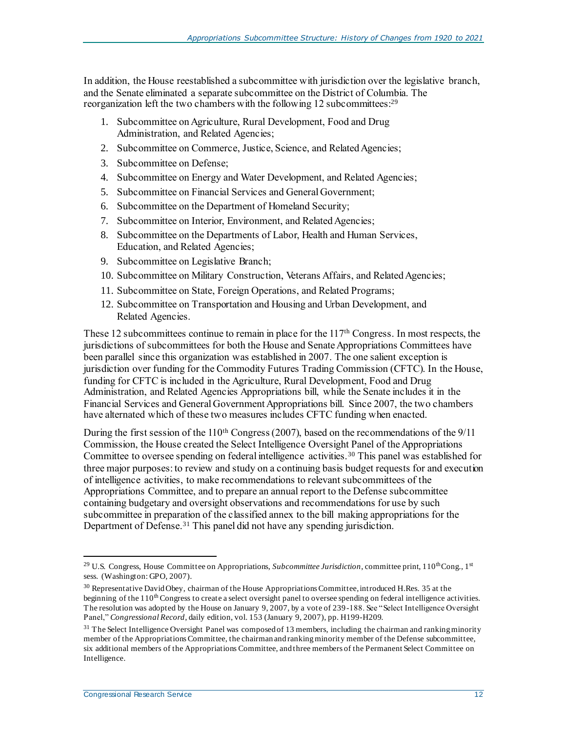In addition, the House reestablished a subcommittee with jurisdiction over the legislative branch, and the Senate eliminated a separate subcommittee on the District of Columbia. The reorganization left the two chambers with the following 12 subcommittees:[29]

1. Subcommittee on Agriculture, Rural Development, Food and Drug Administration, and Related Agencies;
2. Subcommittee on Commerce, Justice, Science, and Related Agencies;
3. Subcommittee on Defense;
4. Subcommittee on Energy and Water Development, and Related Agencies;
5. Subcommittee on Financial Services and General Government;
6. Subcommittee on the Department of Homeland Security;
7. Subcommittee on Interior, Environment, and Related Agencies;
8. Subcommittee on the Departments of Labor, Health and Human Services, Education, and Related Agencies;
9. Subcommittee on Legislative Branch;
10. Subcommittee on Military Construction, Veterans Affairs, and Related Agencies;
11. Subcommittee on State, Foreign Operations, and Related Programs;
12. Subcommittee on Transportation and Housing and Urban Development, and Related Agencies.

These 12 subcommittees continue to remain in place for the 117th Congress. In most respects, the jurisdictions of subcommittees for both the House and Senate Appropriations Committees have been parallel since this organization was established in 2007. The one salient exception is jurisdiction over funding for the Commodity Futures Trading Commission (CFTC). In the House, funding for CFTC is included in the Agriculture, Rural Development, Food and Drug Administration, and Related Agencies Appropriations bill, while the Senate includes it in the Financial Services and General Government Appropriations bill. Since 2007, the two chambers have alternated which of these two measures includes CFTC funding when enacted.

During the first session of the 110th Congress (2007), based on the recommendations of the 9/11 Commission, the House created the Select Intelligence Oversight Panel of the Appropriations Committee to oversee spending on federal intelligence activities.[30] This panel was established for three major purposes: to review and study on a continuing basis budget requests for and execution of intelligence activities, to make recommendations to relevant subcommittees of the Appropriations Committee, and to prepare an annual report to the Defense subcommittee containing budgetary and oversight observations and recommendations for use by such subcommittee in preparation of the classified annex to the bill making appropriations for the Department of Defense.[31] This panel did not have any spending jurisdiction.

---

[29] U.S. Congress, House Committee on Appropriations, *Subcommittee Jurisdiction*, committee print, 110th Cong., 1st sess. (Washington: GPO, 2007).

[30] Representative David Obey, chairman of the House Appropriations Committee, introduced H.Res. 35 at the beginning of the 110th Congress to create a select oversight panel to oversee spending on federal intelligence activities. The resolution was adopted by the House on January 9, 2007, by a vote of 239-188. See "Select Intelligence Oversight Panel," *Congressional Record*, daily edition, vol. 153 (January 9, 2007), pp. H199-H209.

[31] The Select Intelligence Oversight Panel was composed of 13 members, including the chairman and ranking minority member of the Appropriations Committee, the chairman and ranking minority member of the Defense subcommittee, six additional members of the Appropriations Committee, and three members of the Permanent Select Committee on Intelligence.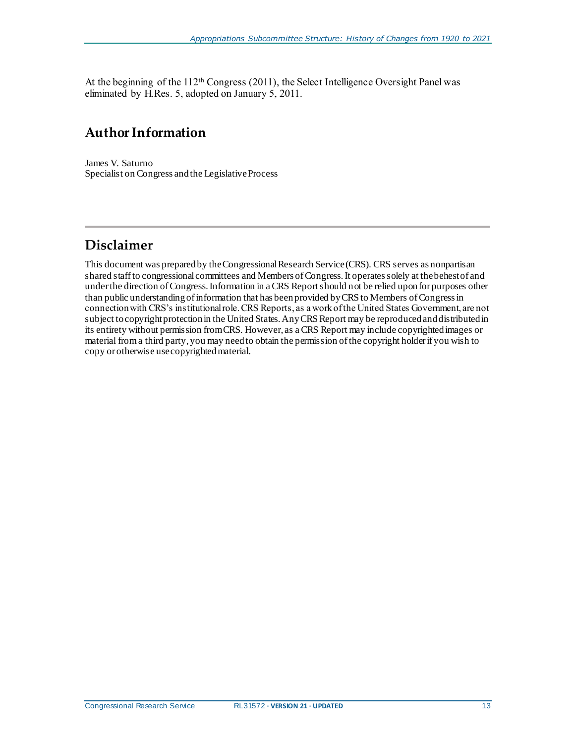At the beginning of the 112th Congress (2011), the Select Intelligence Oversight Panel was eliminated by H.Res. 5, adopted on January 5, 2011.

## Author Information

James V. Saturno
Specialist on Congress and the Legislative Process

## Disclaimer

This document was prepared by the Congressional Research Service (CRS). CRS serves as nonpartisan shared staff to congressional committees and Members of Congress. It operates solely at the behest of and under the direction of Congress. Information in a CRS Report should not be relied upon for purposes other than public understanding of information that has been provided by CRS to Members of Congress in connection with CRS's institutional role. CRS Reports, as a work of the United States Government, are not subject to copyright protection in the United States. Any CRS Report may be reproduced and distributed in its entirety without permission from CRS. However, as a CRS Report may include copyrighted images or material from a third party, you may need to obtain the permission of the copyright holder if you wish to copy or otherwise use copyrighted material.